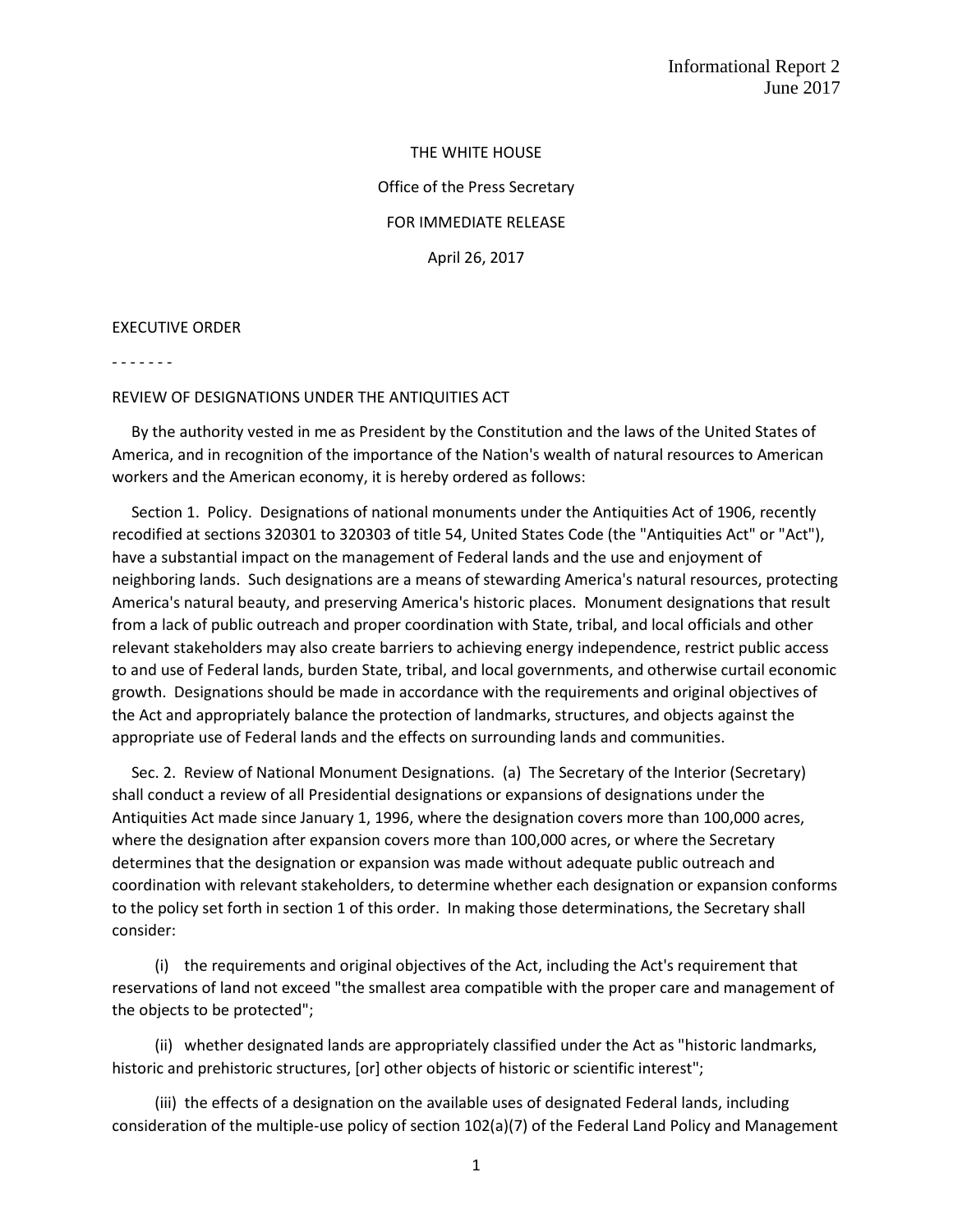Informational Report 2
June 2017

THE WHITE HOUSE

Office of the Press Secretary

FOR IMMEDIATE RELEASE

April 26, 2017

EXECUTIVE ORDER

- - - - - - -

REVIEW OF DESIGNATIONS UNDER THE ANTIQUITIES ACT

By the authority vested in me as President by the Constitution and the laws of the United States of America, and in recognition of the importance of the Nation's wealth of natural resources to American workers and the American economy, it is hereby ordered as follows:

Section 1. Policy. Designations of national monuments under the Antiquities Act of 1906, recently recodified at sections 320301 to 320303 of title 54, United States Code (the "Antiquities Act" or "Act"), have a substantial impact on the management of Federal lands and the use and enjoyment of neighboring lands. Such designations are a means of stewarding America's natural resources, protecting America's natural beauty, and preserving America's historic places. Monument designations that result from a lack of public outreach and proper coordination with State, tribal, and local officials and other relevant stakeholders may also create barriers to achieving energy independence, restrict public access to and use of Federal lands, burden State, tribal, and local governments, and otherwise curtail economic growth. Designations should be made in accordance with the requirements and original objectives of the Act and appropriately balance the protection of landmarks, structures, and objects against the appropriate use of Federal lands and the effects on surrounding lands and communities.

Sec. 2. Review of National Monument Designations. (a) The Secretary of the Interior (Secretary) shall conduct a review of all Presidential designations or expansions of designations under the Antiquities Act made since January 1, 1996, where the designation covers more than 100,000 acres, where the designation after expansion covers more than 100,000 acres, or where the Secretary determines that the designation or expansion was made without adequate public outreach and coordination with relevant stakeholders, to determine whether each designation or expansion conforms to the policy set forth in section 1 of this order. In making those determinations, the Secretary shall consider:

(i) the requirements and original objectives of the Act, including the Act's requirement that reservations of land not exceed "the smallest area compatible with the proper care and management of the objects to be protected";

(ii) whether designated lands are appropriately classified under the Act as "historic landmarks, historic and prehistoric structures, [or] other objects of historic or scientific interest";

(iii) the effects of a designation on the available uses of designated Federal lands, including consideration of the multiple-use policy of section 102(a)(7) of the Federal Land Policy and Management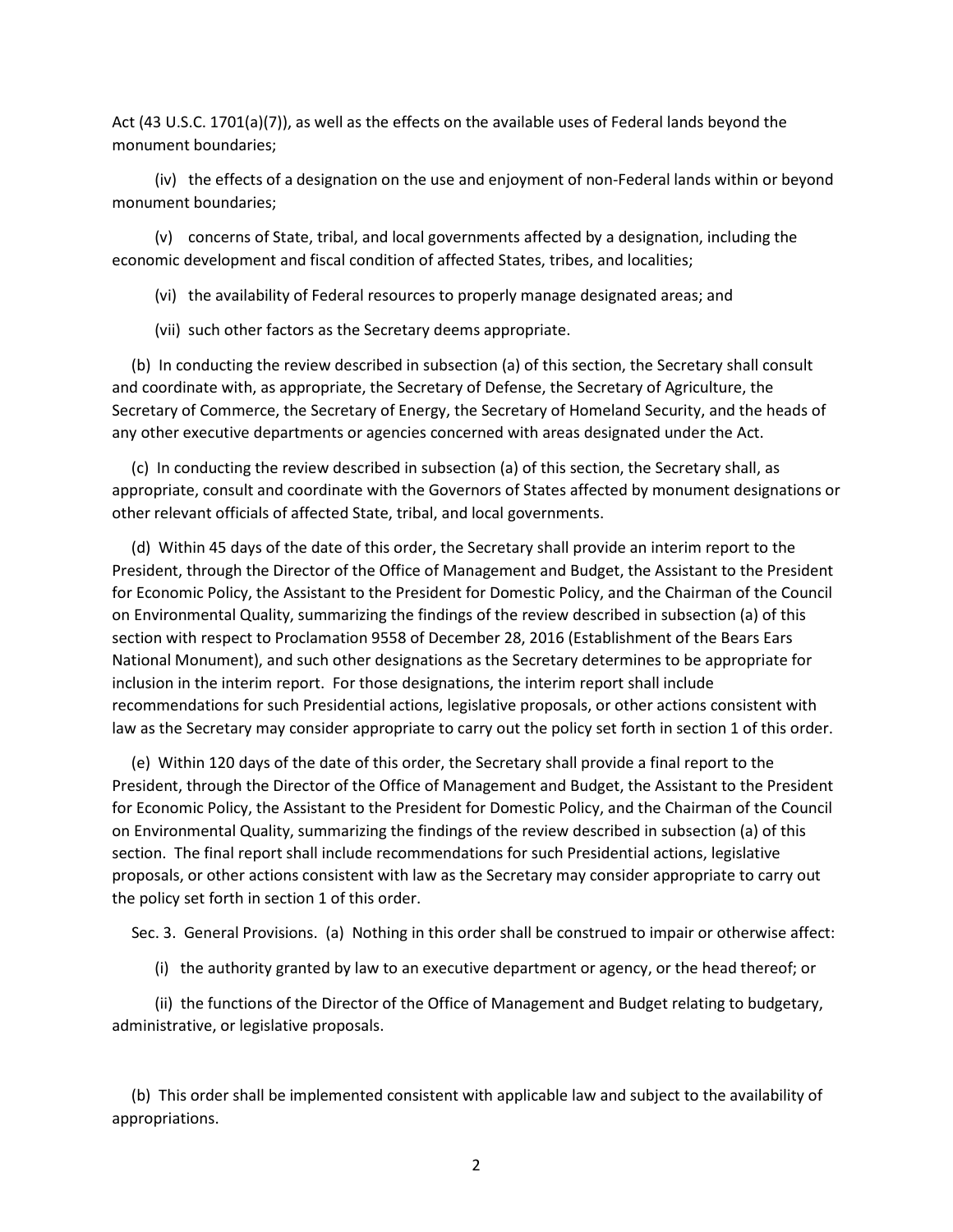Act (43 U.S.C. 1701(a)(7)), as well as the effects on the available uses of Federal lands beyond the monument boundaries;

(iv) the effects of a designation on the use and enjoyment of non-Federal lands within or beyond monument boundaries;

(v) concerns of State, tribal, and local governments affected by a designation, including the economic development and fiscal condition of affected States, tribes, and localities;

(vi) the availability of Federal resources to properly manage designated areas; and

(vii) such other factors as the Secretary deems appropriate.

(b) In conducting the review described in subsection (a) of this section, the Secretary shall consult and coordinate with, as appropriate, the Secretary of Defense, the Secretary of Agriculture, the Secretary of Commerce, the Secretary of Energy, the Secretary of Homeland Security, and the heads of any other executive departments or agencies concerned with areas designated under the Act.

(c) In conducting the review described in subsection (a) of this section, the Secretary shall, as appropriate, consult and coordinate with the Governors of States affected by monument designations or other relevant officials of affected State, tribal, and local governments.

(d) Within 45 days of the date of this order, the Secretary shall provide an interim report to the President, through the Director of the Office of Management and Budget, the Assistant to the President for Economic Policy, the Assistant to the President for Domestic Policy, and the Chairman of the Council on Environmental Quality, summarizing the findings of the review described in subsection (a) of this section with respect to Proclamation 9558 of December 28, 2016 (Establishment of the Bears Ears National Monument), and such other designations as the Secretary determines to be appropriate for inclusion in the interim report. For those designations, the interim report shall include recommendations for such Presidential actions, legislative proposals, or other actions consistent with law as the Secretary may consider appropriate to carry out the policy set forth in section 1 of this order.

(e) Within 120 days of the date of this order, the Secretary shall provide a final report to the President, through the Director of the Office of Management and Budget, the Assistant to the President for Economic Policy, the Assistant to the President for Domestic Policy, and the Chairman of the Council on Environmental Quality, summarizing the findings of the review described in subsection (a) of this section. The final report shall include recommendations for such Presidential actions, legislative proposals, or other actions consistent with law as the Secretary may consider appropriate to carry out the policy set forth in section 1 of this order.

Sec. 3. General Provisions. (a) Nothing in this order shall be construed to impair or otherwise affect:

(i) the authority granted by law to an executive department or agency, or the head thereof; or

(ii) the functions of the Director of the Office of Management and Budget relating to budgetary, administrative, or legislative proposals.

(b) This order shall be implemented consistent with applicable law and subject to the availability of appropriations.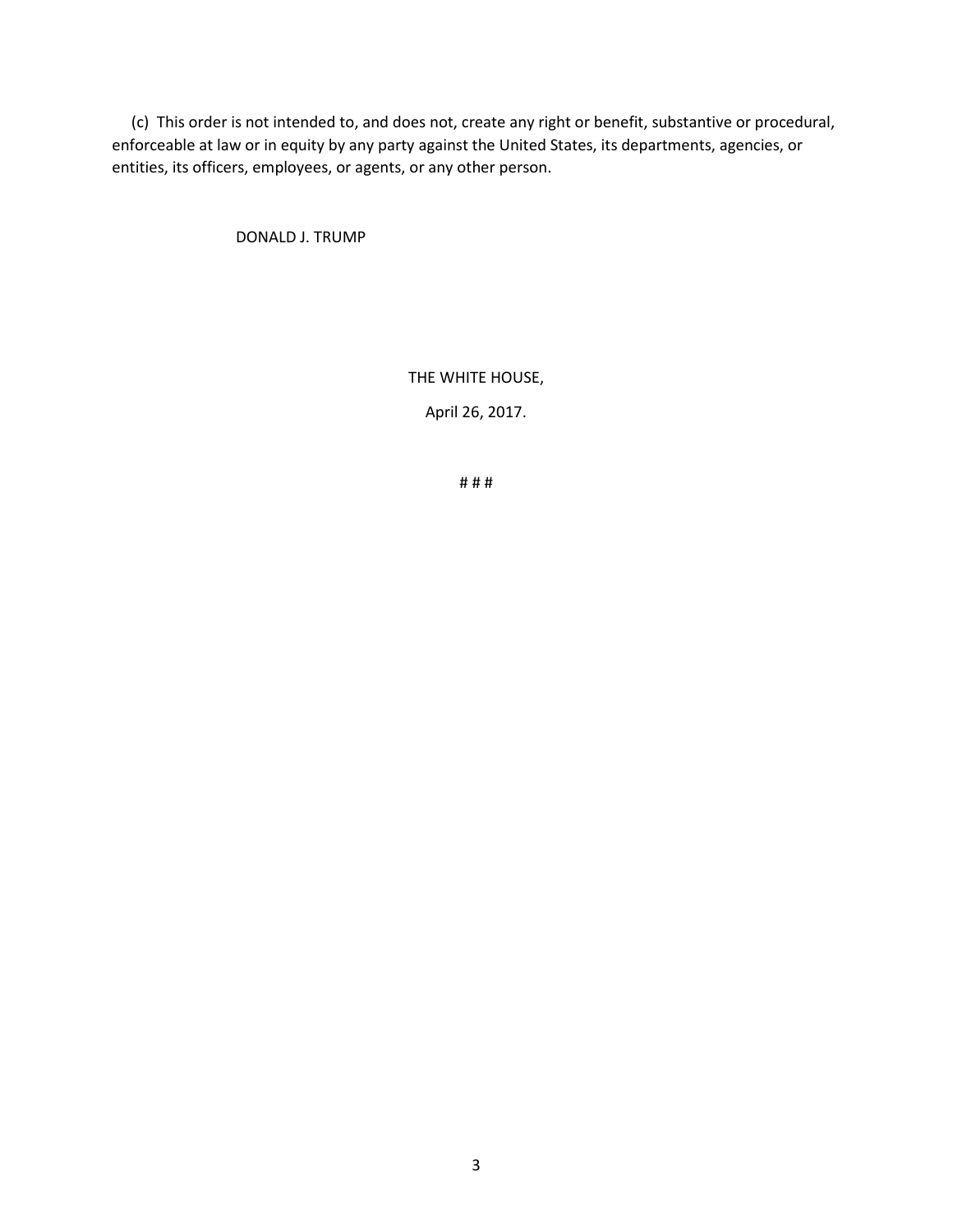(c) This order is not intended to, and does not, create any right or benefit, substantive or procedural, enforceable at law or in equity by any party against the United States, its departments, agencies, or entities, its officers, employees, or agents, or any other person.

DONALD J. TRUMP

THE WHITE HOUSE,

April 26, 2017.

# # #